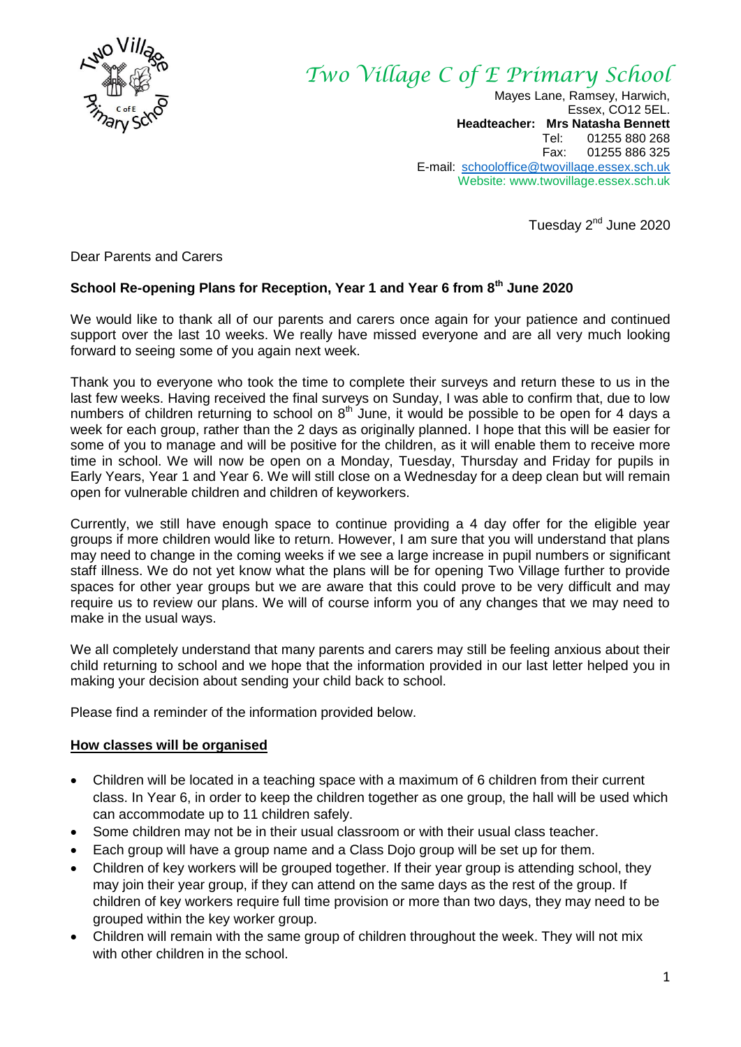# *Two Village C of E Primary School*

Mayes Lane, Ramsey, Harwich,
Essex, CO12 5EL.
**Headteacher: Mrs Natasha Bennett**
Tel: 01255 880 268
Fax: 01255 886 325
E-mail: schooloffice@twovillage.essex.sch.uk
Website: www.twovillage.essex.sch.uk

Tuesday 2nd June 2020

Dear Parents and Carers

**School Re-opening Plans for Reception, Year 1 and Year 6 from 8th June 2020**

We would like to thank all of our parents and carers once again for your patience and continued support over the last 10 weeks. We really have missed everyone and are all very much looking forward to seeing some of you again next week.

Thank you to everyone who took the time to complete their surveys and return these to us in the last few weeks. Having received the final surveys on Sunday, I was able to confirm that, due to low numbers of children returning to school on 8th June, it would be possible to be open for 4 days a week for each group, rather than the 2 days as originally planned. I hope that this will be easier for some of you to manage and will be positive for the children, as it will enable them to receive more time in school. We will now be open on a Monday, Tuesday, Thursday and Friday for pupils in Early Years, Year 1 and Year 6. We will still close on a Wednesday for a deep clean but will remain open for vulnerable children and children of keyworkers.

Currently, we still have enough space to continue providing a 4 day offer for the eligible year groups if more children would like to return. However, I am sure that you will understand that plans may need to change in the coming weeks if we see a large increase in pupil numbers or significant staff illness. We do not yet know what the plans will be for opening Two Village further to provide spaces for other year groups but we are aware that this could prove to be very difficult and may require us to review our plans. We will of course inform you of any changes that we may need to make in the usual ways.

We all completely understand that many parents and carers may still be feeling anxious about their child returning to school and we hope that the information provided in our last letter helped you in making your decision about sending your child back to school.

Please find a reminder of the information provided below.

**How classes will be organised**

- Children will be located in a teaching space with a maximum of 6 children from their current class. In Year 6, in order to keep the children together as one group, the hall will be used which can accommodate up to 11 children safely.
- Some children may not be in their usual classroom or with their usual class teacher.
- Each group will have a group name and a Class Dojo group will be set up for them.
- Children of key workers will be grouped together. If their year group is attending school, they may join their year group, if they can attend on the same days as the rest of the group. If children of key workers require full time provision or more than two days, they may need to be grouped within the key worker group.
- Children will remain with the same group of children throughout the week. They will not mix with other children in the school.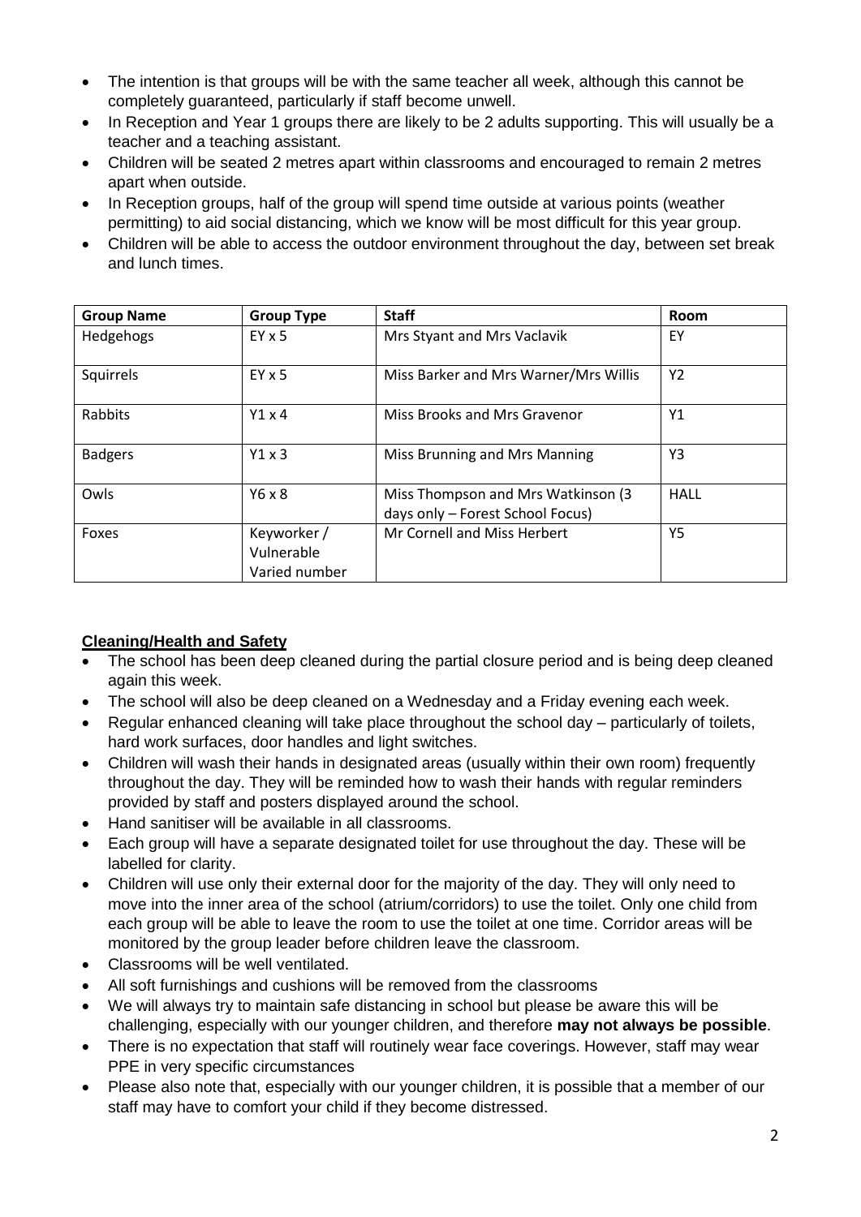- The intention is that groups will be with the same teacher all week, although this cannot be completely guaranteed, particularly if staff become unwell.
- In Reception and Year 1 groups there are likely to be 2 adults supporting. This will usually be a teacher and a teaching assistant.
- Children will be seated 2 metres apart within classrooms and encouraged to remain 2 metres apart when outside.
- In Reception groups, half of the group will spend time outside at various points (weather permitting) to aid social distancing, which we know will be most difficult for this year group.
- Children will be able to access the outdoor environment throughout the day, between set break and lunch times.

| Group Name | Group Type | Staff | Room |
|---|---|---|---|
| Hedgehogs | EY x 5 | Mrs Styant and Mrs Vaclavik | EY |
| Squirrels | EY x 5 | Miss Barker and Mrs Warner/Mrs Willis | Y2 |
| Rabbits | Y1 x 4 | Miss Brooks and Mrs Gravenor | Y1 |
| Badgers | Y1 x 3 | Miss Brunning and Mrs Manning | Y3 |
| Owls | Y6 x 8 | Miss Thompson and Mrs Watkinson (3 days only – Forest School Focus) | HALL |
| Foxes | Keyworker / Vulnerable Varied number | Mr Cornell and Miss Herbert | Y5 |

**Cleaning/Health and Safety**

- The school has been deep cleaned during the partial closure period and is being deep cleaned again this week.
- The school will also be deep cleaned on a Wednesday and a Friday evening each week.
- Regular enhanced cleaning will take place throughout the school day – particularly of toilets, hard work surfaces, door handles and light switches.
- Children will wash their hands in designated areas (usually within their own room) frequently throughout the day. They will be reminded how to wash their hands with regular reminders provided by staff and posters displayed around the school.
- Hand sanitiser will be available in all classrooms.
- Each group will have a separate designated toilet for use throughout the day. These will be labelled for clarity.
- Children will use only their external door for the majority of the day. They will only need to move into the inner area of the school (atrium/corridors) to use the toilet. Only one child from each group will be able to leave the room to use the toilet at one time. Corridor areas will be monitored by the group leader before children leave the classroom.
- Classrooms will be well ventilated.
- All soft furnishings and cushions will be removed from the classrooms
- We will always try to maintain safe distancing in school but please be aware this will be challenging, especially with our younger children, and therefore **may not always be possible**.
- There is no expectation that staff will routinely wear face coverings. However, staff may wear PPE in very specific circumstances
- Please also note that, especially with our younger children, it is possible that a member of our staff may have to comfort your child if they become distressed.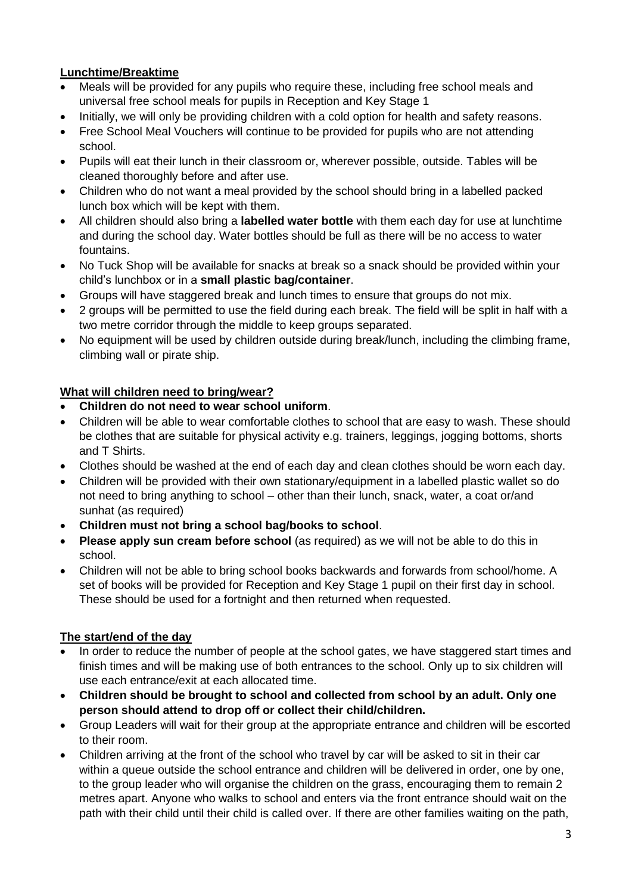**Lunchtime/Breaktime**

- Meals will be provided for any pupils who require these, including free school meals and universal free school meals for pupils in Reception and Key Stage 1
- Initially, we will only be providing children with a cold option for health and safety reasons.
- Free School Meal Vouchers will continue to be provided for pupils who are not attending school.
- Pupils will eat their lunch in their classroom or, wherever possible, outside. Tables will be cleaned thoroughly before and after use.
- Children who do not want a meal provided by the school should bring in a labelled packed lunch box which will be kept with them.
- All children should also bring a **labelled water bottle** with them each day for use at lunchtime and during the school day. Water bottles should be full as there will be no access to water fountains.
- No Tuck Shop will be available for snacks at break so a snack should be provided within your child's lunchbox or in a **small plastic bag/container**.
- Groups will have staggered break and lunch times to ensure that groups do not mix.
- 2 groups will be permitted to use the field during each break. The field will be split in half with a two metre corridor through the middle to keep groups separated.
- No equipment will be used by children outside during break/lunch, including the climbing frame, climbing wall or pirate ship.

**What will children need to bring/wear?**

- **Children do not need to wear school uniform**.
- Children will be able to wear comfortable clothes to school that are easy to wash. These should be clothes that are suitable for physical activity e.g. trainers, leggings, jogging bottoms, shorts and T Shirts.
- Clothes should be washed at the end of each day and clean clothes should be worn each day.
- Children will be provided with their own stationary/equipment in a labelled plastic wallet so do not need to bring anything to school – other than their lunch, snack, water, a coat or/and sunhat (as required)
- **Children must not bring a school bag/books to school**.
- **Please apply sun cream before school** (as required) as we will not be able to do this in school.
- Children will not be able to bring school books backwards and forwards from school/home. A set of books will be provided for Reception and Key Stage 1 pupil on their first day in school. These should be used for a fortnight and then returned when requested.

**The start/end of the day**

- In order to reduce the number of people at the school gates, we have staggered start times and finish times and will be making use of both entrances to the school. Only up to six children will use each entrance/exit at each allocated time.
- **Children should be brought to school and collected from school by an adult. Only one person should attend to drop off or collect their child/children.**
- Group Leaders will wait for their group at the appropriate entrance and children will be escorted to their room.
- Children arriving at the front of the school who travel by car will be asked to sit in their car within a queue outside the school entrance and children will be delivered in order, one by one, to the group leader who will organise the children on the grass, encouraging them to remain 2 metres apart. Anyone who walks to school and enters via the front entrance should wait on the path with their child until their child is called over. If there are other families waiting on the path,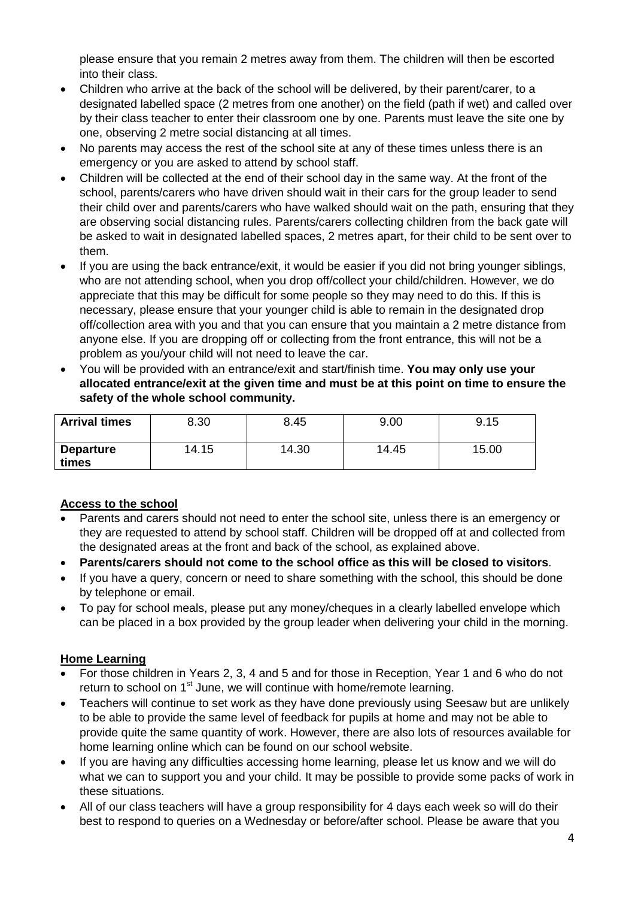please ensure that you remain 2 metres away from them. The children will then be escorted into their class.

- Children who arrive at the back of the school will be delivered, by their parent/carer, to a designated labelled space (2 metres from one another) on the field (path if wet) and called over by their class teacher to enter their classroom one by one. Parents must leave the site one by one, observing 2 metre social distancing at all times.
- No parents may access the rest of the school site at any of these times unless there is an emergency or you are asked to attend by school staff.
- Children will be collected at the end of their school day in the same way. At the front of the school, parents/carers who have driven should wait in their cars for the group leader to send their child over and parents/carers who have walked should wait on the path, ensuring that they are observing social distancing rules. Parents/carers collecting children from the back gate will be asked to wait in designated labelled spaces, 2 metres apart, for their child to be sent over to them.
- If you are using the back entrance/exit, it would be easier if you did not bring younger siblings, who are not attending school, when you drop off/collect your child/children. However, we do appreciate that this may be difficult for some people so they may need to do this. If this is necessary, please ensure that your younger child is able to remain in the designated drop off/collection area with you and that you can ensure that you maintain a 2 metre distance from anyone else. If you are dropping off or collecting from the front entrance, this will not be a problem as you/your child will not need to leave the car.
- You will be provided with an entrance/exit and start/finish time. **You may only use your allocated entrance/exit at the given time and must be at this point on time to ensure the safety of the whole school community.**

| **Arrival times** | 8.30 | 8.45 | 9.00 | 9.15 |
|---|---|---|---|---|
| **Departure times** | 14.15 | 14.30 | 14.45 | 15.00 |

**Access to the school**

- Parents and carers should not need to enter the school site, unless there is an emergency or they are requested to attend by school staff. Children will be dropped off at and collected from the designated areas at the front and back of the school, as explained above.
- **Parents/carers should not come to the school office as this will be closed to visitors**.
- If you have a query, concern or need to share something with the school, this should be done by telephone or email.
- To pay for school meals, please put any money/cheques in a clearly labelled envelope which can be placed in a box provided by the group leader when delivering your child in the morning.

**Home Learning**

- For those children in Years 2, 3, 4 and 5 and for those in Reception, Year 1 and 6 who do not return to school on 1st June, we will continue with home/remote learning.
- Teachers will continue to set work as they have done previously using Seesaw but are unlikely to be able to provide the same level of feedback for pupils at home and may not be able to provide quite the same quantity of work. However, there are also lots of resources available for home learning online which can be found on our school website.
- If you are having any difficulties accessing home learning, please let us know and we will do what we can to support you and your child. It may be possible to provide some packs of work in these situations.
- All of our class teachers will have a group responsibility for 4 days each week so will do their best to respond to queries on a Wednesday or before/after school. Please be aware that you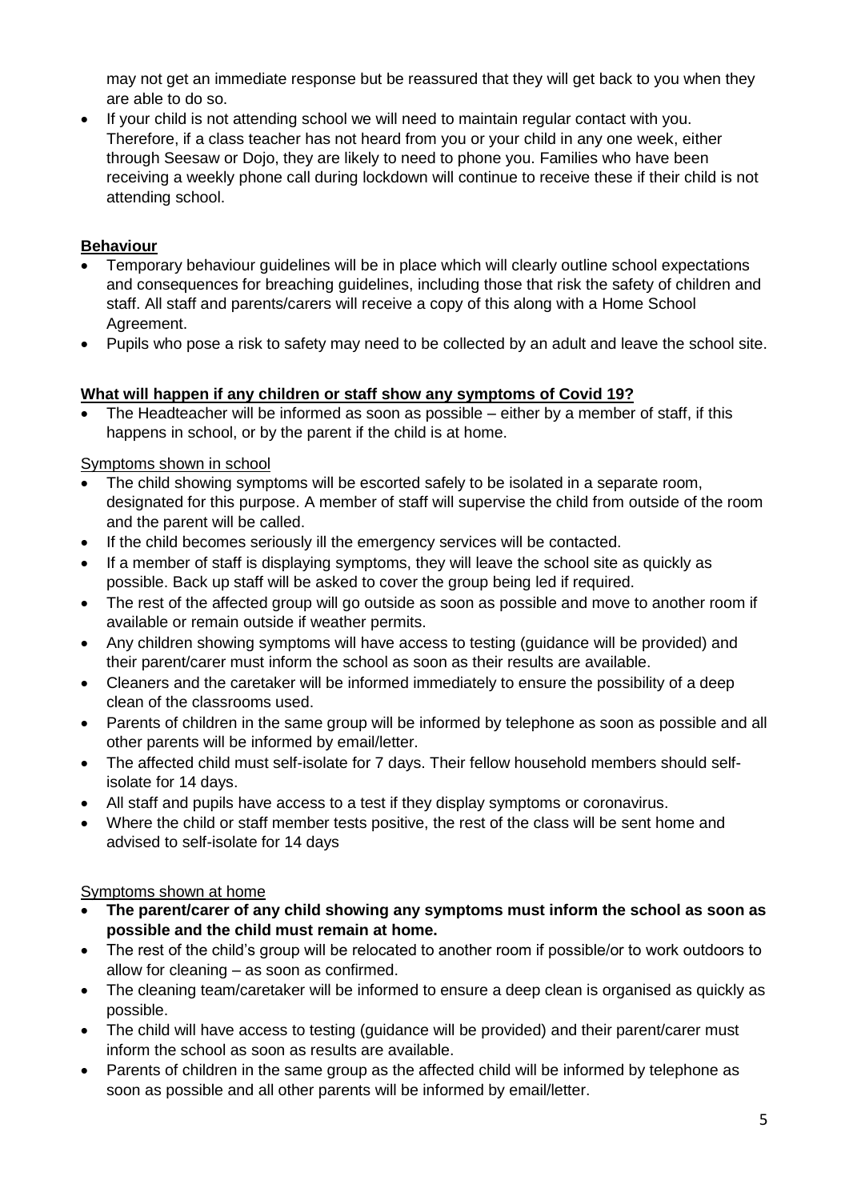may not get an immediate response but be reassured that they will get back to you when they are able to do so.

- If your child is not attending school we will need to maintain regular contact with you. Therefore, if a class teacher has not heard from you or your child in any one week, either through Seesaw or Dojo, they are likely to need to phone you. Families who have been receiving a weekly phone call during lockdown will continue to receive these if their child is not attending school.

**Behaviour**

- Temporary behaviour guidelines will be in place which will clearly outline school expectations and consequences for breaching guidelines, including those that risk the safety of children and staff. All staff and parents/carers will receive a copy of this along with a Home School Agreement.
- Pupils who pose a risk to safety may need to be collected by an adult and leave the school site.

**What will happen if any children or staff show any symptoms of Covid 19?**

- The Headteacher will be informed as soon as possible – either by a member of staff, if this happens in school, or by the parent if the child is at home.

Symptoms shown in school

- The child showing symptoms will be escorted safely to be isolated in a separate room, designated for this purpose. A member of staff will supervise the child from outside of the room and the parent will be called.
- If the child becomes seriously ill the emergency services will be contacted.
- If a member of staff is displaying symptoms, they will leave the school site as quickly as possible. Back up staff will be asked to cover the group being led if required.
- The rest of the affected group will go outside as soon as possible and move to another room if available or remain outside if weather permits.
- Any children showing symptoms will have access to testing (guidance will be provided) and their parent/carer must inform the school as soon as their results are available.
- Cleaners and the caretaker will be informed immediately to ensure the possibility of a deep clean of the classrooms used.
- Parents of children in the same group will be informed by telephone as soon as possible and all other parents will be informed by email/letter.
- The affected child must self-isolate for 7 days. Their fellow household members should self-isolate for 14 days.
- All staff and pupils have access to a test if they display symptoms or coronavirus.
- Where the child or staff member tests positive, the rest of the class will be sent home and advised to self-isolate for 14 days

Symptoms shown at home

- **The parent/carer of any child showing any symptoms must inform the school as soon as possible and the child must remain at home.**
- The rest of the child's group will be relocated to another room if possible/or to work outdoors to allow for cleaning – as soon as confirmed.
- The cleaning team/caretaker will be informed to ensure a deep clean is organised as quickly as possible.
- The child will have access to testing (guidance will be provided) and their parent/carer must inform the school as soon as results are available.
- Parents of children in the same group as the affected child will be informed by telephone as soon as possible and all other parents will be informed by email/letter.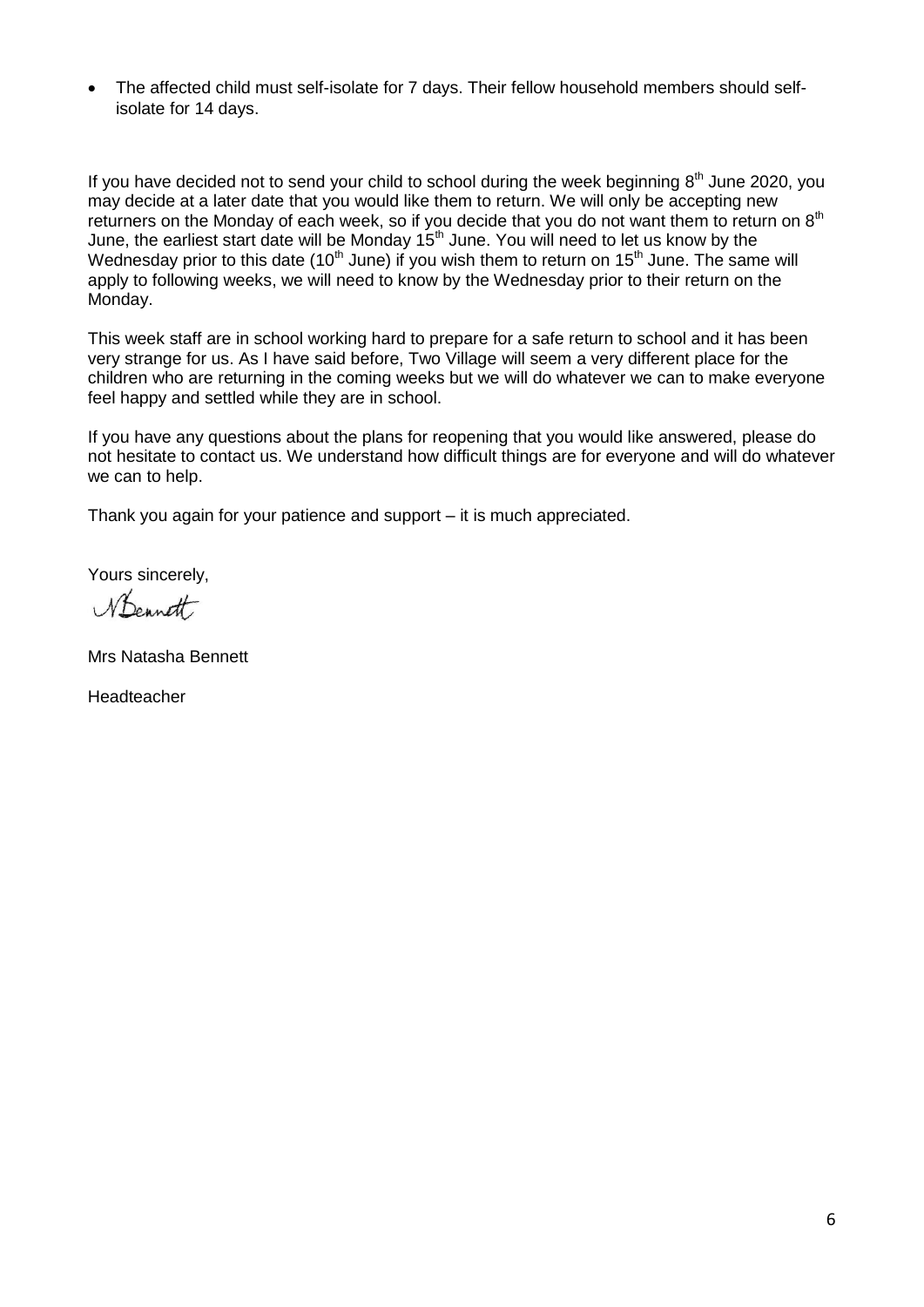- The affected child must self-isolate for 7 days. Their fellow household members should self-isolate for 14 days.

If you have decided not to send your child to school during the week beginning 8th June 2020, you may decide at a later date that you would like them to return. We will only be accepting new returners on the Monday of each week, so if you decide that you do not want them to return on 8th June, the earliest start date will be Monday 15th June. You will need to let us know by the Wednesday prior to this date (10th June) if you wish them to return on 15th June. The same will apply to following weeks, we will need to know by the Wednesday prior to their return on the Monday.

This week staff are in school working hard to prepare for a safe return to school and it has been very strange for us. As I have said before, Two Village will seem a very different place for the children who are returning in the coming weeks but we will do whatever we can to make everyone feel happy and settled while they are in school.

If you have any questions about the plans for reopening that you would like answered, please do not hesitate to contact us. We understand how difficult things are for everyone and will do whatever we can to help.

Thank you again for your patience and support – it is much appreciated.

Yours sincerely,

N Bennett

Mrs Natasha Bennett

Headteacher